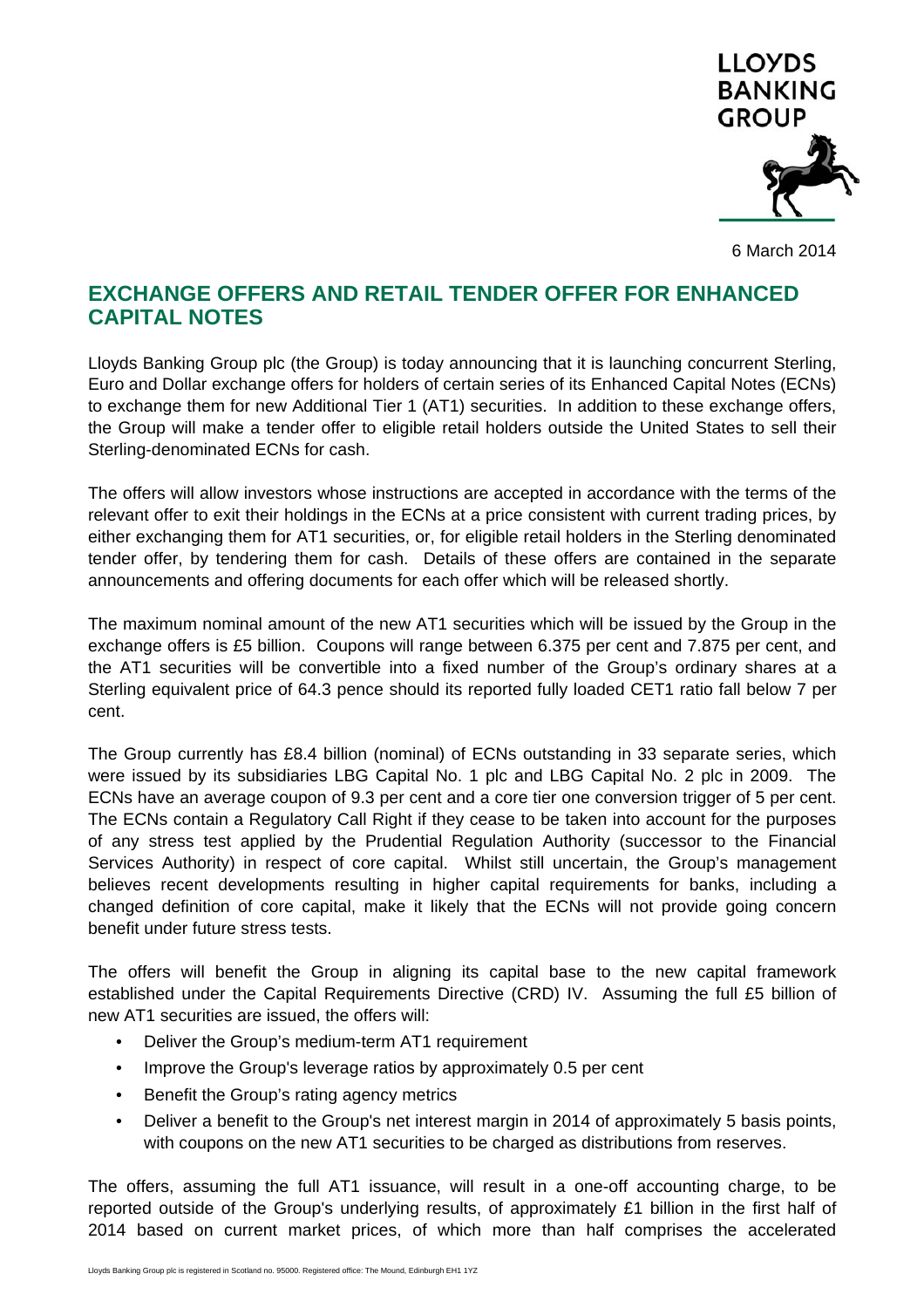LLOYDS BANKING GROUP

6 March 2014

## EXCHANGE OFFERS AND RETAIL TENDER OFFER FOR ENHANCED CAPITAL NOTES

Lloyds Banking Group plc (the Group) is today announcing that it is launching concurrent Sterling, Euro and Dollar exchange offers for holders of certain series of its Enhanced Capital Notes (ECNs) to exchange them for new Additional Tier 1 (AT1) securities. In addition to these exchange offers, the Group will make a tender offer to eligible retail holders outside the United States to sell their Sterling-denominated ECNs for cash.

The offers will allow investors whose instructions are accepted in accordance with the terms of the relevant offer to exit their holdings in the ECNs at a price consistent with current trading prices, by either exchanging them for AT1 securities, or, for eligible retail holders in the Sterling denominated tender offer, by tendering them for cash. Details of these offers are contained in the separate announcements and offering documents for each offer which will be released shortly.

The maximum nominal amount of the new AT1 securities which will be issued by the Group in the exchange offers is £5 billion. Coupons will range between 6.375 per cent and 7.875 per cent, and the AT1 securities will be convertible into a fixed number of the Group's ordinary shares at a Sterling equivalent price of 64.3 pence should its reported fully loaded CET1 ratio fall below 7 per cent.

The Group currently has £8.4 billion (nominal) of ECNs outstanding in 33 separate series, which were issued by its subsidiaries LBG Capital No. 1 plc and LBG Capital No. 2 plc in 2009. The ECNs have an average coupon of 9.3 per cent and a core tier one conversion trigger of 5 per cent. The ECNs contain a Regulatory Call Right if they cease to be taken into account for the purposes of any stress test applied by the Prudential Regulation Authority (successor to the Financial Services Authority) in respect of core capital. Whilst still uncertain, the Group's management believes recent developments resulting in higher capital requirements for banks, including a changed definition of core capital, make it likely that the ECNs will not provide going concern benefit under future stress tests.

The offers will benefit the Group in aligning its capital base to the new capital framework established under the Capital Requirements Directive (CRD) IV. Assuming the full £5 billion of new AT1 securities are issued, the offers will:

- Deliver the Group's medium-term AT1 requirement
- Improve the Group's leverage ratios by approximately 0.5 per cent
- Benefit the Group's rating agency metrics
- Deliver a benefit to the Group's net interest margin in 2014 of approximately 5 basis points, with coupons on the new AT1 securities to be charged as distributions from reserves.

The offers, assuming the full AT1 issuance, will result in a one-off accounting charge, to be reported outside of the Group's underlying results, of approximately £1 billion in the first half of 2014 based on current market prices, of which more than half comprises the accelerated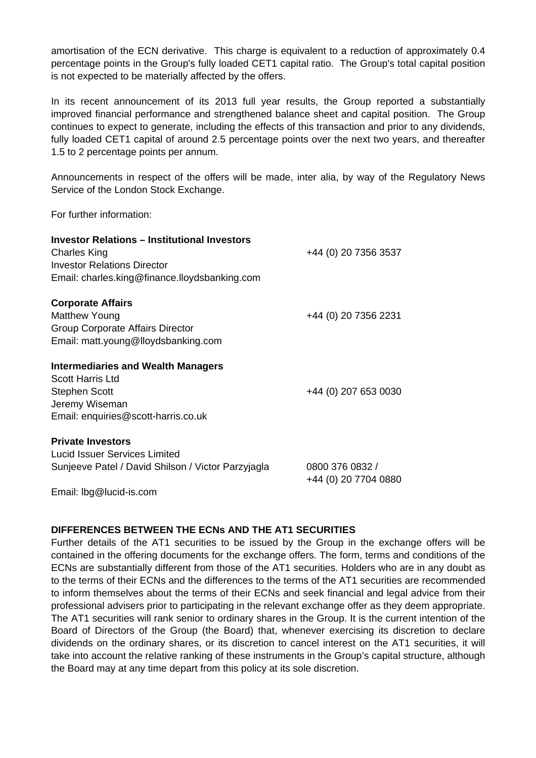amortisation of the ECN derivative. This charge is equivalent to a reduction of approximately 0.4 percentage points in the Group's fully loaded CET1 capital ratio. The Group's total capital position is not expected to be materially affected by the offers.

In its recent announcement of its 2013 full year results, the Group reported a substantially improved financial performance and strengthened balance sheet and capital position. The Group continues to expect to generate, including the effects of this transaction and prior to any dividends, fully loaded CET1 capital of around 2.5 percentage points over the next two years, and thereafter 1.5 to 2 percentage points per annum.

Announcements in respect of the offers will be made, inter alia, by way of the Regulatory News Service of the London Stock Exchange.

For further information:

**Investor Relations – Institutional Investors**
Charles King — +44 (0) 20 7356 3537
Investor Relations Director
Email: charles.king@finance.lloydsbanking.com

**Corporate Affairs**
Matthew Young — +44 (0) 20 7356 2231
Group Corporate Affairs Director
Email: matt.young@lloydsbanking.com

**Intermediaries and Wealth Managers**
Scott Harris Ltd
Stephen Scott — +44 (0) 207 653 0030
Jeremy Wiseman
Email: enquiries@scott-harris.co.uk

**Private Investors**
Lucid Issuer Services Limited
Sunjeeve Patel / David Shilson / Victor Parzyjagla — 0800 376 0832 / +44 (0) 20 7704 0880
Email: lbg@lucid-is.com

**DIFFERENCES BETWEEN THE ECNs AND THE AT1 SECURITIES**

Further details of the AT1 securities to be issued by the Group in the exchange offers will be contained in the offering documents for the exchange offers. The form, terms and conditions of the ECNs are substantially different from those of the AT1 securities. Holders who are in any doubt as to the terms of their ECNs and the differences to the terms of the AT1 securities are recommended to inform themselves about the terms of their ECNs and seek financial and legal advice from their professional advisers prior to participating in the relevant exchange offer as they deem appropriate. The AT1 securities will rank senior to ordinary shares in the Group. It is the current intention of the Board of Directors of the Group (the Board) that, whenever exercising its discretion to declare dividends on the ordinary shares, or its discretion to cancel interest on the AT1 securities, it will take into account the relative ranking of these instruments in the Group's capital structure, although the Board may at any time depart from this policy at its sole discretion.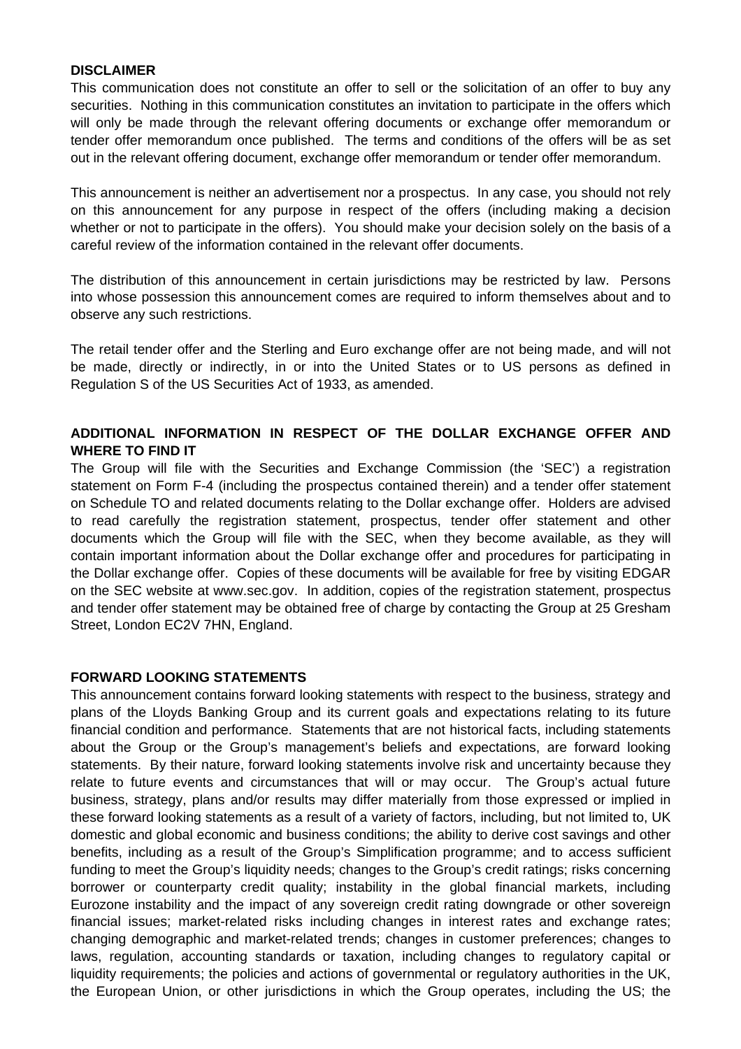**DISCLAIMER**

This communication does not constitute an offer to sell or the solicitation of an offer to buy any securities. Nothing in this communication constitutes an invitation to participate in the offers which will only be made through the relevant offering documents or exchange offer memorandum or tender offer memorandum once published. The terms and conditions of the offers will be as set out in the relevant offering document, exchange offer memorandum or tender offer memorandum.

This announcement is neither an advertisement nor a prospectus. In any case, you should not rely on this announcement for any purpose in respect of the offers (including making a decision whether or not to participate in the offers). You should make your decision solely on the basis of a careful review of the information contained in the relevant offer documents.

The distribution of this announcement in certain jurisdictions may be restricted by law. Persons into whose possession this announcement comes are required to inform themselves about and to observe any such restrictions.

The retail tender offer and the Sterling and Euro exchange offer are not being made, and will not be made, directly or indirectly, in or into the United States or to US persons as defined in Regulation S of the US Securities Act of 1933, as amended.

**ADDITIONAL INFORMATION IN RESPECT OF THE DOLLAR EXCHANGE OFFER AND WHERE TO FIND IT**

The Group will file with the Securities and Exchange Commission (the 'SEC') a registration statement on Form F-4 (including the prospectus contained therein) and a tender offer statement on Schedule TO and related documents relating to the Dollar exchange offer. Holders are advised to read carefully the registration statement, prospectus, tender offer statement and other documents which the Group will file with the SEC, when they become available, as they will contain important information about the Dollar exchange offer and procedures for participating in the Dollar exchange offer. Copies of these documents will be available for free by visiting EDGAR on the SEC website at www.sec.gov. In addition, copies of the registration statement, prospectus and tender offer statement may be obtained free of charge by contacting the Group at 25 Gresham Street, London EC2V 7HN, England.

**FORWARD LOOKING STATEMENTS**

This announcement contains forward looking statements with respect to the business, strategy and plans of the Lloyds Banking Group and its current goals and expectations relating to its future financial condition and performance. Statements that are not historical facts, including statements about the Group or the Group's management's beliefs and expectations, are forward looking statements. By their nature, forward looking statements involve risk and uncertainty because they relate to future events and circumstances that will or may occur. The Group's actual future business, strategy, plans and/or results may differ materially from those expressed or implied in these forward looking statements as a result of a variety of factors, including, but not limited to, UK domestic and global economic and business conditions; the ability to derive cost savings and other benefits, including as a result of the Group's Simplification programme; and to access sufficient funding to meet the Group's liquidity needs; changes to the Group's credit ratings; risks concerning borrower or counterparty credit quality; instability in the global financial markets, including Eurozone instability and the impact of any sovereign credit rating downgrade or other sovereign financial issues; market-related risks including changes in interest rates and exchange rates; changing demographic and market-related trends; changes in customer preferences; changes to laws, regulation, accounting standards or taxation, including changes to regulatory capital or liquidity requirements; the policies and actions of governmental or regulatory authorities in the UK, the European Union, or other jurisdictions in which the Group operates, including the US; the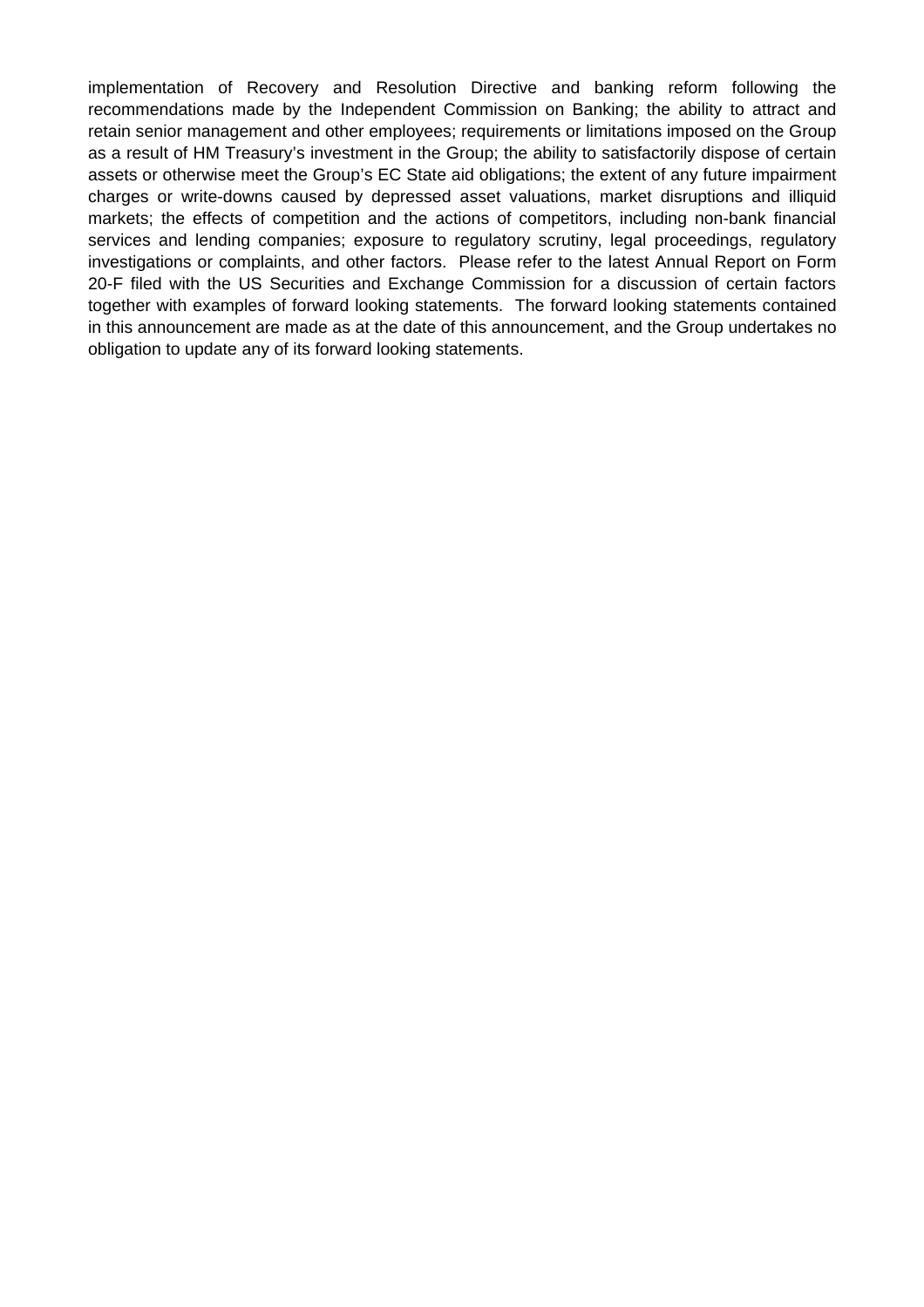implementation of Recovery and Resolution Directive and banking reform following the recommendations made by the Independent Commission on Banking; the ability to attract and retain senior management and other employees; requirements or limitations imposed on the Group as a result of HM Treasury's investment in the Group; the ability to satisfactorily dispose of certain assets or otherwise meet the Group's EC State aid obligations; the extent of any future impairment charges or write-downs caused by depressed asset valuations, market disruptions and illiquid markets; the effects of competition and the actions of competitors, including non-bank financial services and lending companies; exposure to regulatory scrutiny, legal proceedings, regulatory investigations or complaints, and other factors. Please refer to the latest Annual Report on Form 20-F filed with the US Securities and Exchange Commission for a discussion of certain factors together with examples of forward looking statements. The forward looking statements contained in this announcement are made as at the date of this announcement, and the Group undertakes no obligation to update any of its forward looking statements.